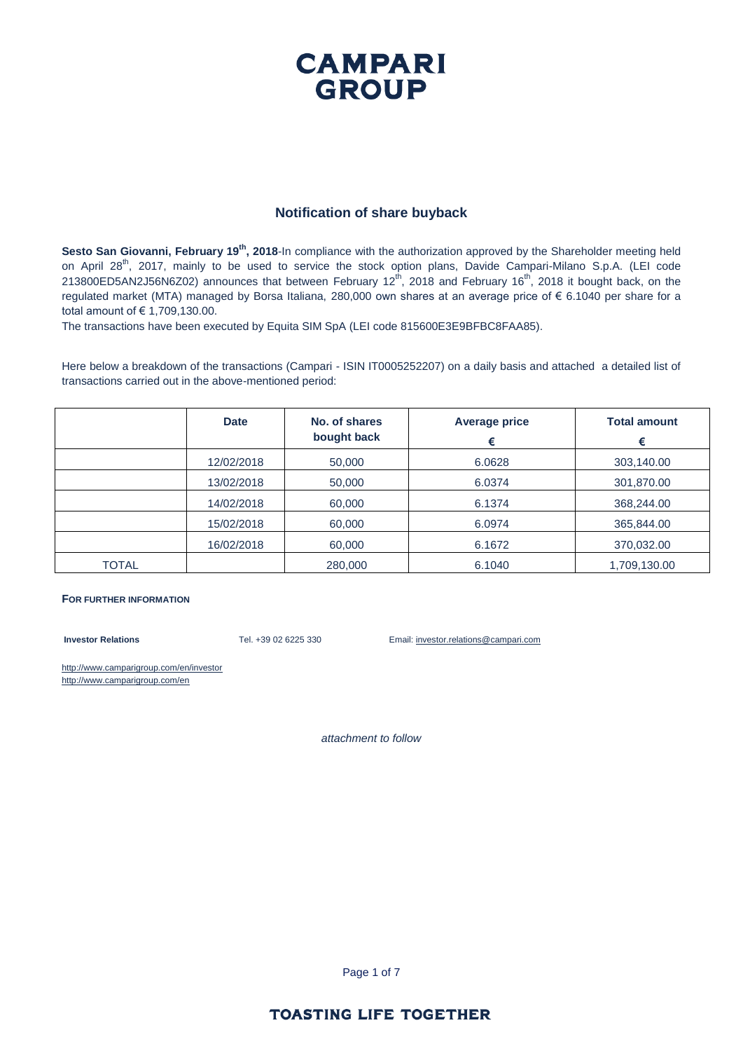# CAMPARI GROUP

## Notification of share buyback

**Sesto San Giovanni, February 19th, 2018**-In compliance with the authorization approved by the Shareholder meeting held on April 28th, 2017, mainly to be used to service the stock option plans, Davide Campari-Milano S.p.A. (LEI code 213800ED5AN2J56N6Z02) announces that between February 12th, 2018 and February 16th, 2018 it bought back, on the regulated market (MTA) managed by Borsa Italiana, 280,000 own shares at an average price of € 6.1040 per share for a total amount of € 1,709,130.00.

The transactions have been executed by Equita SIM SpA (LEI code 815600E3E9BFBC8FAA85).

Here below a breakdown of the transactions (Campari - ISIN IT0005252207) on a daily basis and attached a detailed list of transactions carried out in the above-mentioned period:

| | Date | No. of shares bought back | Average price € | Total amount € |
|---|---|---|---|---|
| | 12/02/2018 | 50,000 | 6.0628 | 303,140.00 |
| | 13/02/2018 | 50,000 | 6.0374 | 301,870.00 |
| | 14/02/2018 | 60,000 | 6.1374 | 368,244.00 |
| | 15/02/2018 | 60,000 | 6.0974 | 365,844.00 |
| | 16/02/2018 | 60,000 | 6.1672 | 370,032.00 |
| TOTAL | | 280,000 | 6.1040 | 1,709,130.00 |

**FOR FURTHER INFORMATION**

**Investor Relations** Tel. +39 02 6225 330 Email: investor.relations@campari.com

http://www.camparigroup.com/en/investor
http://www.camparigroup.com/en

*attachment to follow*

TOASTING LIFE TOGETHER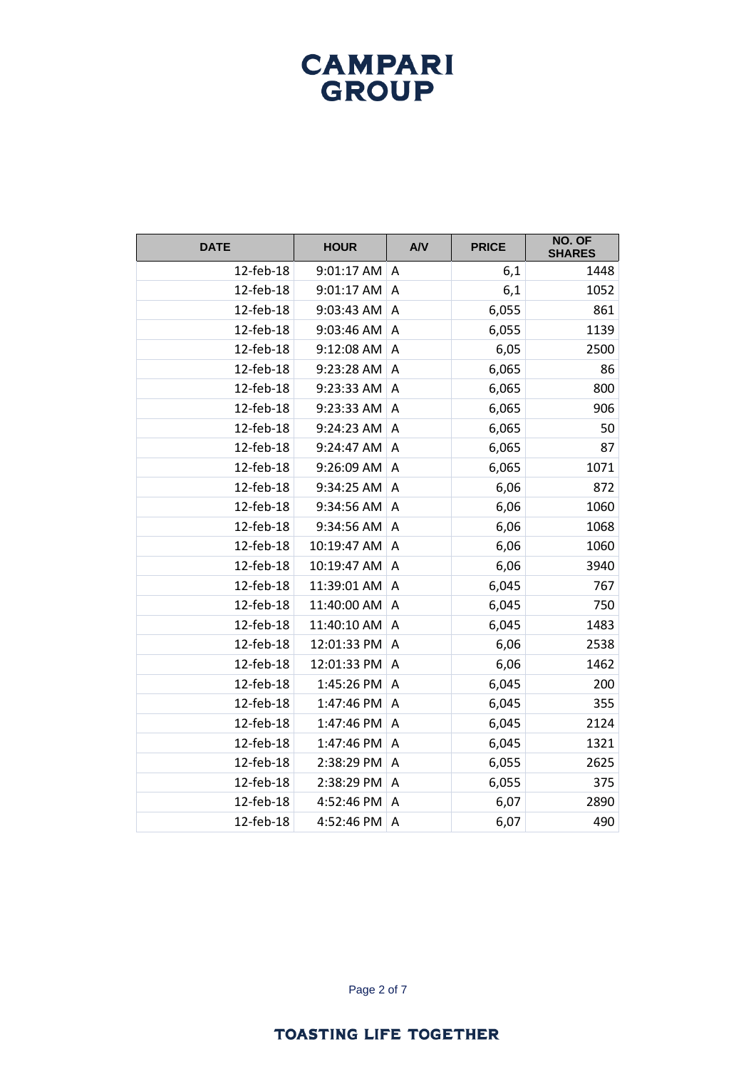| DATE | HOUR | A/V | PRICE | NO. OF SHARES |
|---|---|---|---|---|
| 12-feb-18 | 9:01:17 AM | A | 6,1 | 1448 |
| 12-feb-18 | 9:01:17 AM | A | 6,1 | 1052 |
| 12-feb-18 | 9:03:43 AM | A | 6,055 | 861 |
| 12-feb-18 | 9:03:46 AM | A | 6,055 | 1139 |
| 12-feb-18 | 9:12:08 AM | A | 6,05 | 2500 |
| 12-feb-18 | 9:23:28 AM | A | 6,065 | 86 |
| 12-feb-18 | 9:23:33 AM | A | 6,065 | 800 |
| 12-feb-18 | 9:23:33 AM | A | 6,065 | 906 |
| 12-feb-18 | 9:24:23 AM | A | 6,065 | 50 |
| 12-feb-18 | 9:24:47 AM | A | 6,065 | 87 |
| 12-feb-18 | 9:26:09 AM | A | 6,065 | 1071 |
| 12-feb-18 | 9:34:25 AM | A | 6,06 | 872 |
| 12-feb-18 | 9:34:56 AM | A | 6,06 | 1060 |
| 12-feb-18 | 9:34:56 AM | A | 6,06 | 1068 |
| 12-feb-18 | 10:19:47 AM | A | 6,06 | 1060 |
| 12-feb-18 | 10:19:47 AM | A | 6,06 | 3940 |
| 12-feb-18 | 11:39:01 AM | A | 6,045 | 767 |
| 12-feb-18 | 11:40:00 AM | A | 6,045 | 750 |
| 12-feb-18 | 11:40:10 AM | A | 6,045 | 1483 |
| 12-feb-18 | 12:01:33 PM | A | 6,06 | 2538 |
| 12-feb-18 | 12:01:33 PM | A | 6,06 | 1462 |
| 12-feb-18 | 1:45:26 PM | A | 6,045 | 200 |
| 12-feb-18 | 1:47:46 PM | A | 6,045 | 355 |
| 12-feb-18 | 1:47:46 PM | A | 6,045 | 2124 |
| 12-feb-18 | 1:47:46 PM | A | 6,045 | 1321 |
| 12-feb-18 | 2:38:29 PM | A | 6,055 | 2625 |
| 12-feb-18 | 2:38:29 PM | A | 6,055 | 375 |
| 12-feb-18 | 4:52:46 PM | A | 6,07 | 2890 |
| 12-feb-18 | 4:52:46 PM | A | 6,07 | 490 |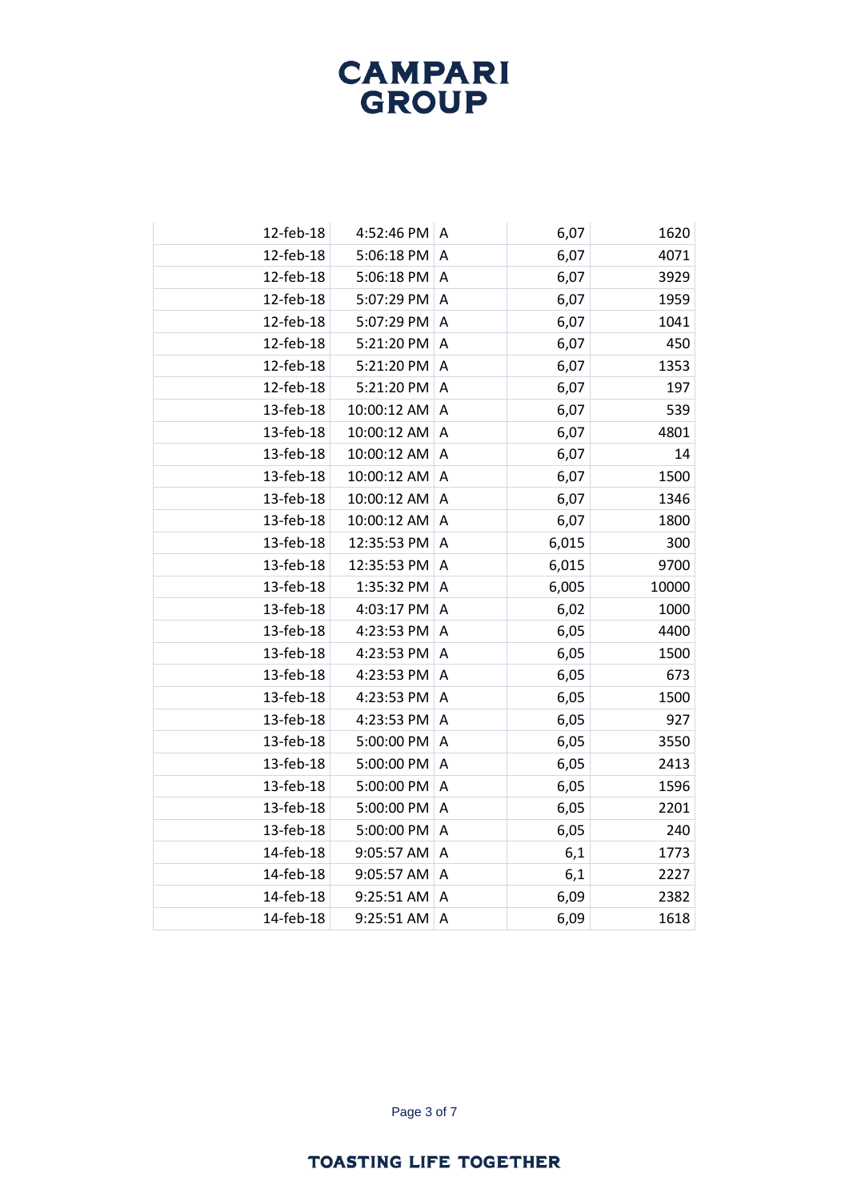| | | | | |
|---|---|---|---|---|
| 12-feb-18 | 4:52:46 PM | A | 6,07 | 1620 |
| 12-feb-18 | 5:06:18 PM | A | 6,07 | 4071 |
| 12-feb-18 | 5:06:18 PM | A | 6,07 | 3929 |
| 12-feb-18 | 5:07:29 PM | A | 6,07 | 1959 |
| 12-feb-18 | 5:07:29 PM | A | 6,07 | 1041 |
| 12-feb-18 | 5:21:20 PM | A | 6,07 | 450 |
| 12-feb-18 | 5:21:20 PM | A | 6,07 | 1353 |
| 12-feb-18 | 5:21:20 PM | A | 6,07 | 197 |
| 13-feb-18 | 10:00:12 AM | A | 6,07 | 539 |
| 13-feb-18 | 10:00:12 AM | A | 6,07 | 4801 |
| 13-feb-18 | 10:00:12 AM | A | 6,07 | 14 |
| 13-feb-18 | 10:00:12 AM | A | 6,07 | 1500 |
| 13-feb-18 | 10:00:12 AM | A | 6,07 | 1346 |
| 13-feb-18 | 10:00:12 AM | A | 6,07 | 1800 |
| 13-feb-18 | 12:35:53 PM | A | 6,015 | 300 |
| 13-feb-18 | 12:35:53 PM | A | 6,015 | 9700 |
| 13-feb-18 | 1:35:32 PM | A | 6,005 | 10000 |
| 13-feb-18 | 4:03:17 PM | A | 6,02 | 1000 |
| 13-feb-18 | 4:23:53 PM | A | 6,05 | 4400 |
| 13-feb-18 | 4:23:53 PM | A | 6,05 | 1500 |
| 13-feb-18 | 4:23:53 PM | A | 6,05 | 673 |
| 13-feb-18 | 4:23:53 PM | A | 6,05 | 1500 |
| 13-feb-18 | 4:23:53 PM | A | 6,05 | 927 |
| 13-feb-18 | 5:00:00 PM | A | 6,05 | 3550 |
| 13-feb-18 | 5:00:00 PM | A | 6,05 | 2413 |
| 13-feb-18 | 5:00:00 PM | A | 6,05 | 1596 |
| 13-feb-18 | 5:00:00 PM | A | 6,05 | 2201 |
| 13-feb-18 | 5:00:00 PM | A | 6,05 | 240 |
| 14-feb-18 | 9:05:57 AM | A | 6,1 | 1773 |
| 14-feb-18 | 9:05:57 AM | A | 6,1 | 2227 |
| 14-feb-18 | 9:25:51 AM | A | 6,09 | 2382 |
| 14-feb-18 | 9:25:51 AM | A | 6,09 | 1618 |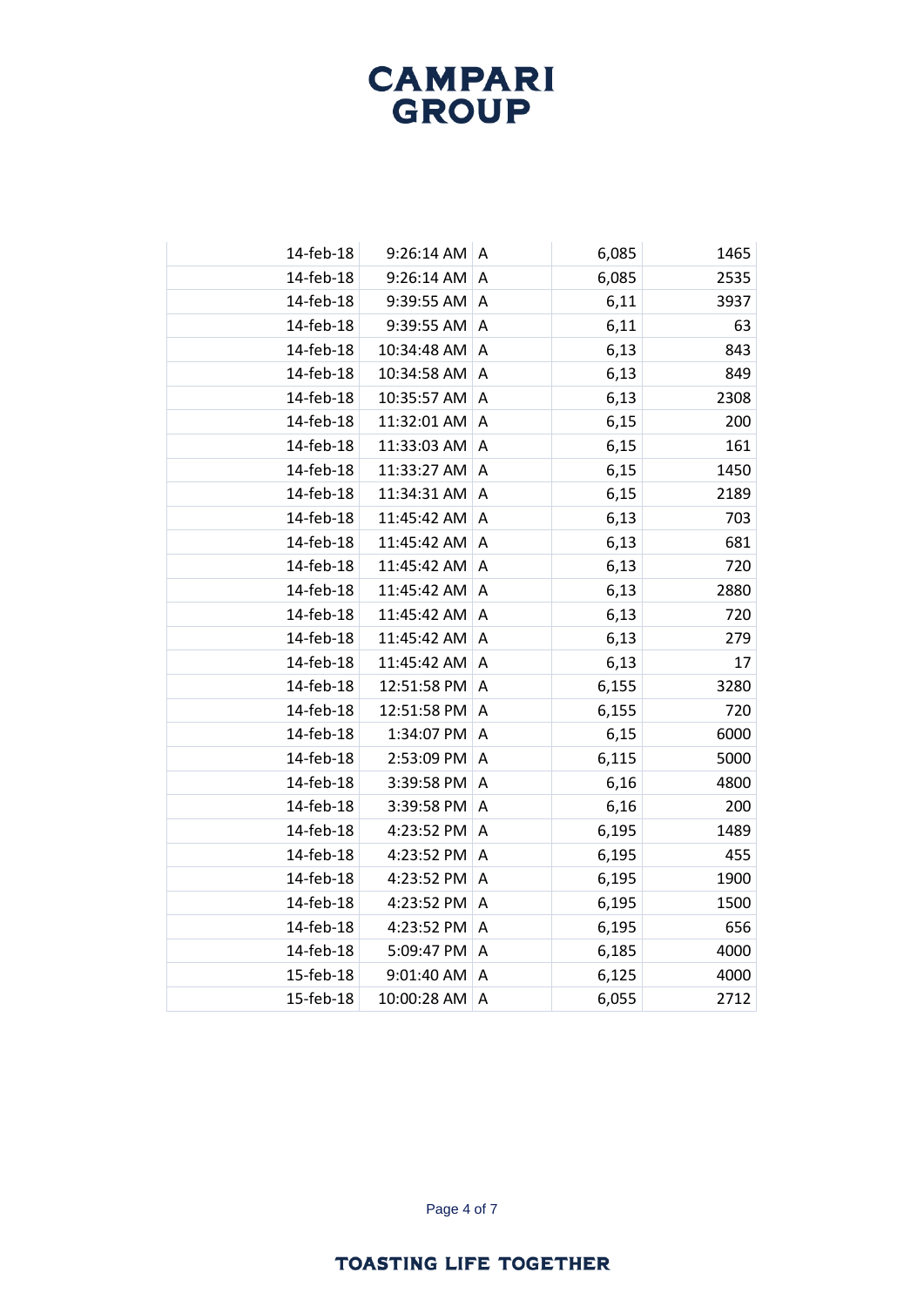**CAMPARI GROUP**

| | | | | |
|---|---|---|---|---|
| 14-feb-18 | 9:26:14 AM | A | 6,085 | 1465 |
| 14-feb-18 | 9:26:14 AM | A | 6,085 | 2535 |
| 14-feb-18 | 9:39:55 AM | A | 6,11 | 3937 |
| 14-feb-18 | 9:39:55 AM | A | 6,11 | 63 |
| 14-feb-18 | 10:34:48 AM | A | 6,13 | 843 |
| 14-feb-18 | 10:34:58 AM | A | 6,13 | 849 |
| 14-feb-18 | 10:35:57 AM | A | 6,13 | 2308 |
| 14-feb-18 | 11:32:01 AM | A | 6,15 | 200 |
| 14-feb-18 | 11:33:03 AM | A | 6,15 | 161 |
| 14-feb-18 | 11:33:27 AM | A | 6,15 | 1450 |
| 14-feb-18 | 11:34:31 AM | A | 6,15 | 2189 |
| 14-feb-18 | 11:45:42 AM | A | 6,13 | 703 |
| 14-feb-18 | 11:45:42 AM | A | 6,13 | 681 |
| 14-feb-18 | 11:45:42 AM | A | 6,13 | 720 |
| 14-feb-18 | 11:45:42 AM | A | 6,13 | 2880 |
| 14-feb-18 | 11:45:42 AM | A | 6,13 | 720 |
| 14-feb-18 | 11:45:42 AM | A | 6,13 | 279 |
| 14-feb-18 | 11:45:42 AM | A | 6,13 | 17 |
| 14-feb-18 | 12:51:58 PM | A | 6,155 | 3280 |
| 14-feb-18 | 12:51:58 PM | A | 6,155 | 720 |
| 14-feb-18 | 1:34:07 PM | A | 6,15 | 6000 |
| 14-feb-18 | 2:53:09 PM | A | 6,115 | 5000 |
| 14-feb-18 | 3:39:58 PM | A | 6,16 | 4800 |
| 14-feb-18 | 3:39:58 PM | A | 6,16 | 200 |
| 14-feb-18 | 4:23:52 PM | A | 6,195 | 1489 |
| 14-feb-18 | 4:23:52 PM | A | 6,195 | 455 |
| 14-feb-18 | 4:23:52 PM | A | 6,195 | 1900 |
| 14-feb-18 | 4:23:52 PM | A | 6,195 | 1500 |
| 14-feb-18 | 4:23:52 PM | A | 6,195 | 656 |
| 14-feb-18 | 5:09:47 PM | A | 6,185 | 4000 |
| 15-feb-18 | 9:01:40 AM | A | 6,125 | 4000 |
| 15-feb-18 | 10:00:28 AM | A | 6,055 | 2712 |

**TOASTING LIFE TOGETHER**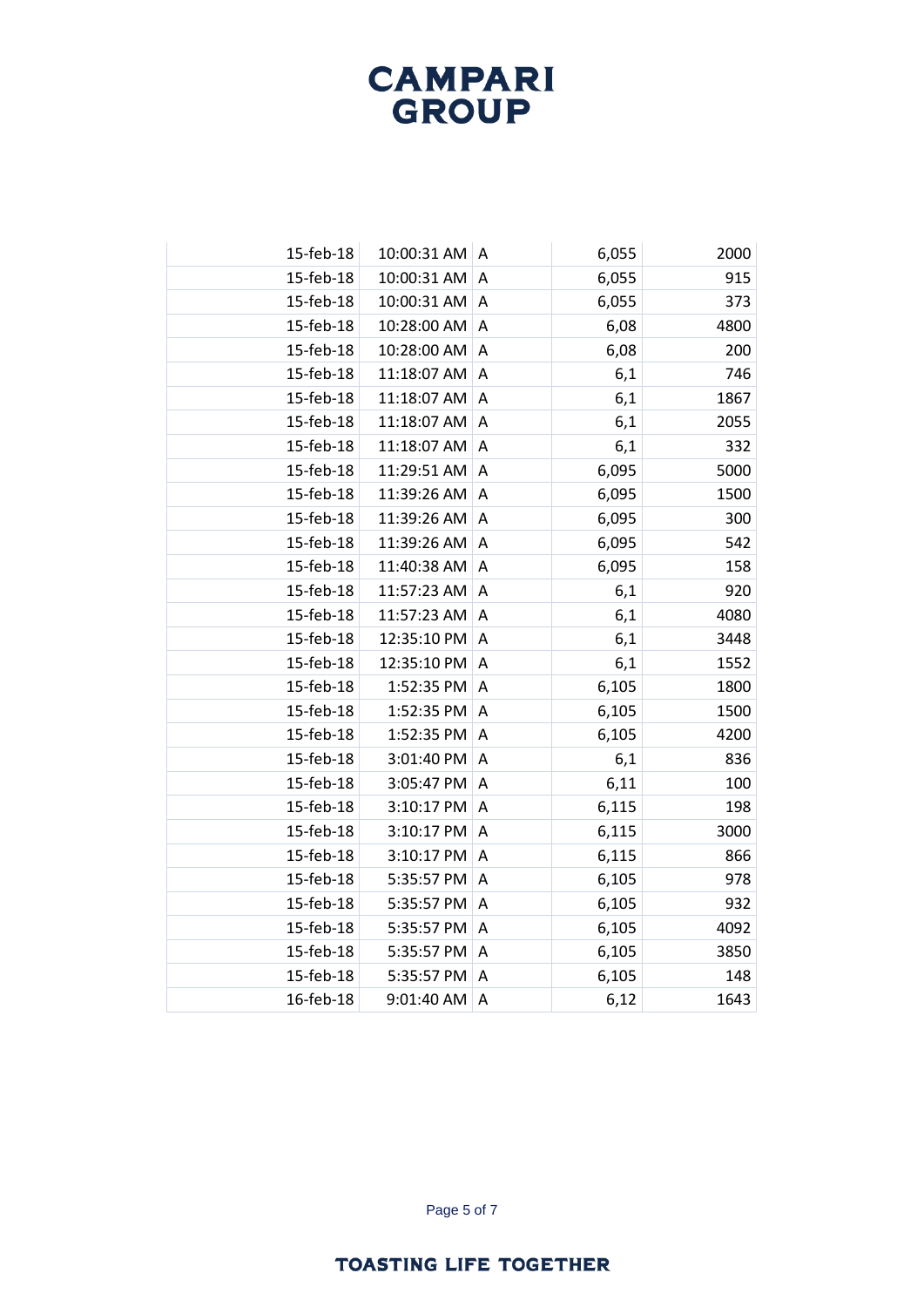| | | | | |
|---|---|---|---|---|
| 15-feb-18 | 10:00:31 AM | A | 6,055 | 2000 |
| 15-feb-18 | 10:00:31 AM | A | 6,055 | 915 |
| 15-feb-18 | 10:00:31 AM | A | 6,055 | 373 |
| 15-feb-18 | 10:28:00 AM | A | 6,08 | 4800 |
| 15-feb-18 | 10:28:00 AM | A | 6,08 | 200 |
| 15-feb-18 | 11:18:07 AM | A | 6,1 | 746 |
| 15-feb-18 | 11:18:07 AM | A | 6,1 | 1867 |
| 15-feb-18 | 11:18:07 AM | A | 6,1 | 2055 |
| 15-feb-18 | 11:18:07 AM | A | 6,1 | 332 |
| 15-feb-18 | 11:29:51 AM | A | 6,095 | 5000 |
| 15-feb-18 | 11:39:26 AM | A | 6,095 | 1500 |
| 15-feb-18 | 11:39:26 AM | A | 6,095 | 300 |
| 15-feb-18 | 11:39:26 AM | A | 6,095 | 542 |
| 15-feb-18 | 11:40:38 AM | A | 6,095 | 158 |
| 15-feb-18 | 11:57:23 AM | A | 6,1 | 920 |
| 15-feb-18 | 11:57:23 AM | A | 6,1 | 4080 |
| 15-feb-18 | 12:35:10 PM | A | 6,1 | 3448 |
| 15-feb-18 | 12:35:10 PM | A | 6,1 | 1552 |
| 15-feb-18 | 1:52:35 PM | A | 6,105 | 1800 |
| 15-feb-18 | 1:52:35 PM | A | 6,105 | 1500 |
| 15-feb-18 | 1:52:35 PM | A | 6,105 | 4200 |
| 15-feb-18 | 3:01:40 PM | A | 6,1 | 836 |
| 15-feb-18 | 3:05:47 PM | A | 6,11 | 100 |
| 15-feb-18 | 3:10:17 PM | A | 6,115 | 198 |
| 15-feb-18 | 3:10:17 PM | A | 6,115 | 3000 |
| 15-feb-18 | 3:10:17 PM | A | 6,115 | 866 |
| 15-feb-18 | 5:35:57 PM | A | 6,105 | 978 |
| 15-feb-18 | 5:35:57 PM | A | 6,105 | 932 |
| 15-feb-18 | 5:35:57 PM | A | 6,105 | 4092 |
| 15-feb-18 | 5:35:57 PM | A | 6,105 | 3850 |
| 15-feb-18 | 5:35:57 PM | A | 6,105 | 148 |
| 16-feb-18 | 9:01:40 AM | A | 6,12 | 1643 |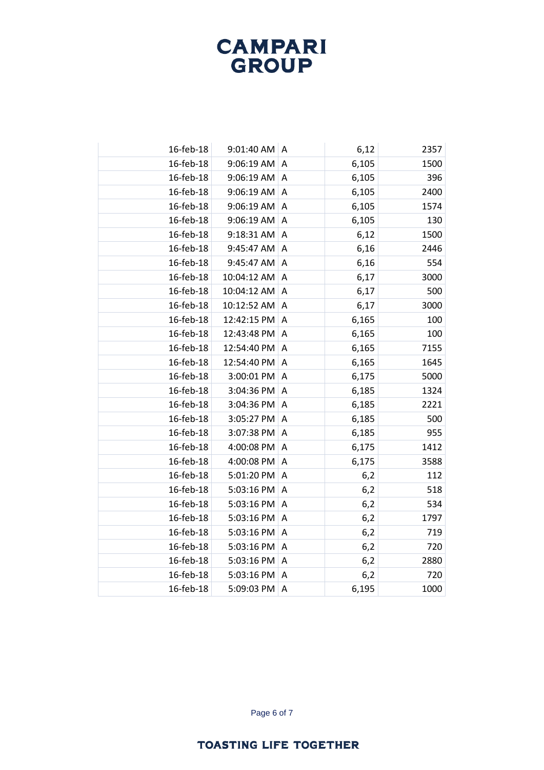| | | | | |
|---|---|---|---|---|
| 16-feb-18 | 9:01:40 AM | A | 6,12 | 2357 |
| 16-feb-18 | 9:06:19 AM | A | 6,105 | 1500 |
| 16-feb-18 | 9:06:19 AM | A | 6,105 | 396 |
| 16-feb-18 | 9:06:19 AM | A | 6,105 | 2400 |
| 16-feb-18 | 9:06:19 AM | A | 6,105 | 1574 |
| 16-feb-18 | 9:06:19 AM | A | 6,105 | 130 |
| 16-feb-18 | 9:18:31 AM | A | 6,12 | 1500 |
| 16-feb-18 | 9:45:47 AM | A | 6,16 | 2446 |
| 16-feb-18 | 9:45:47 AM | A | 6,16 | 554 |
| 16-feb-18 | 10:04:12 AM | A | 6,17 | 3000 |
| 16-feb-18 | 10:04:12 AM | A | 6,17 | 500 |
| 16-feb-18 | 10:12:52 AM | A | 6,17 | 3000 |
| 16-feb-18 | 12:42:15 PM | A | 6,165 | 100 |
| 16-feb-18 | 12:43:48 PM | A | 6,165 | 100 |
| 16-feb-18 | 12:54:40 PM | A | 6,165 | 7155 |
| 16-feb-18 | 12:54:40 PM | A | 6,165 | 1645 |
| 16-feb-18 | 3:00:01 PM | A | 6,175 | 5000 |
| 16-feb-18 | 3:04:36 PM | A | 6,185 | 1324 |
| 16-feb-18 | 3:04:36 PM | A | 6,185 | 2221 |
| 16-feb-18 | 3:05:27 PM | A | 6,185 | 500 |
| 16-feb-18 | 3:07:38 PM | A | 6,185 | 955 |
| 16-feb-18 | 4:00:08 PM | A | 6,175 | 1412 |
| 16-feb-18 | 4:00:08 PM | A | 6,175 | 3588 |
| 16-feb-18 | 5:01:20 PM | A | 6,2 | 112 |
| 16-feb-18 | 5:03:16 PM | A | 6,2 | 518 |
| 16-feb-18 | 5:03:16 PM | A | 6,2 | 534 |
| 16-feb-18 | 5:03:16 PM | A | 6,2 | 1797 |
| 16-feb-18 | 5:03:16 PM | A | 6,2 | 719 |
| 16-feb-18 | 5:03:16 PM | A | 6,2 | 720 |
| 16-feb-18 | 5:03:16 PM | A | 6,2 | 2880 |
| 16-feb-18 | 5:03:16 PM | A | 6,2 | 720 |
| 16-feb-18 | 5:09:03 PM | A | 6,195 | 1000 |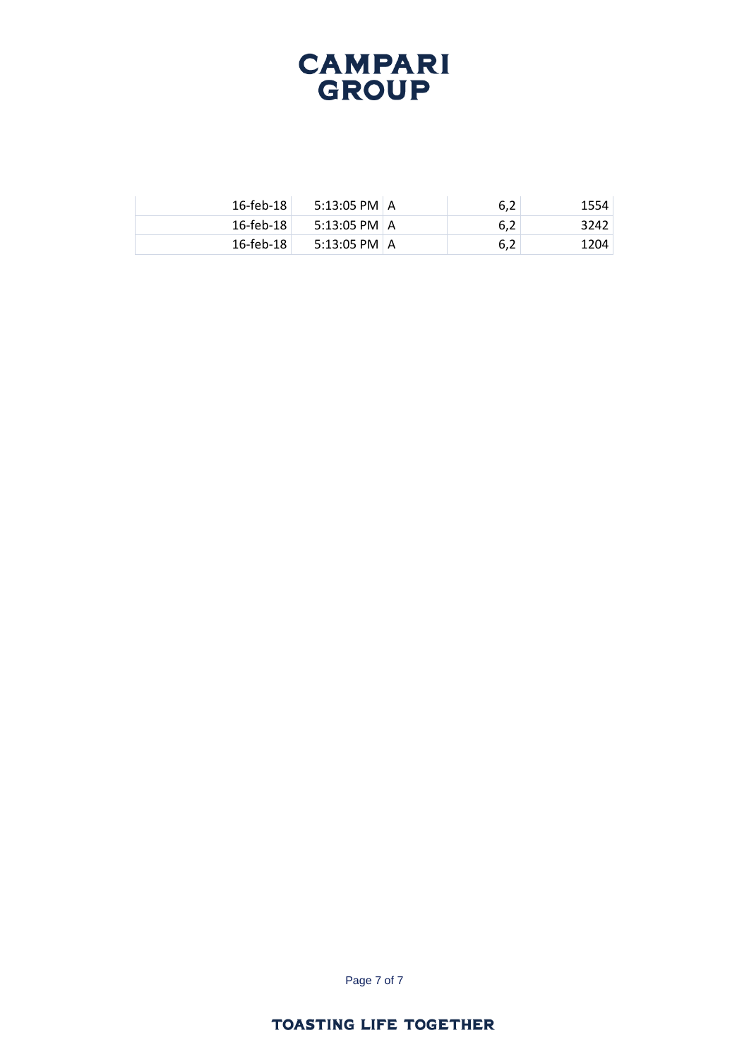| | | | | | |
|---|---|---|---|---|---|
| | 16-feb-18 | 5:13:05 PM | A | 6,2 | 1554 |
| | 16-feb-18 | 5:13:05 PM | A | 6,2 | 3242 |
| | 16-feb-18 | 5:13:05 PM | A | 6,2 | 1204 |